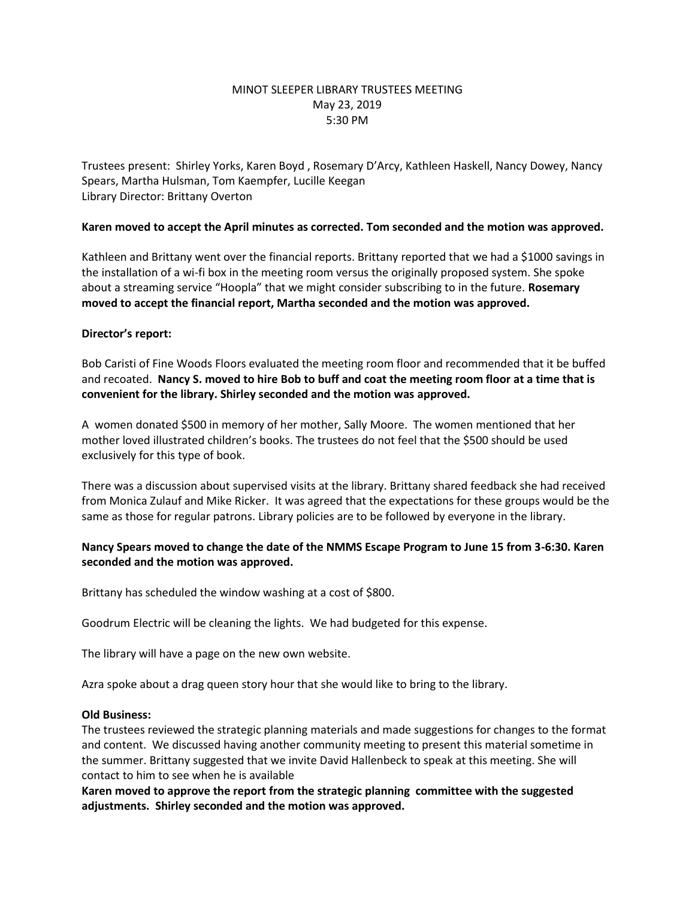MINOT SLEEPER LIBRARY TRUSTEES MEETING
May 23, 2019
5:30 PM

Trustees present: Shirley Yorks, Karen Boyd , Rosemary D'Arcy, Kathleen Haskell, Nancy Dowey, Nancy Spears, Martha Hulsman, Tom Kaempfer, Lucille Keegan
Library Director: Brittany Overton

**Karen moved to accept the April minutes as corrected. Tom seconded and the motion was approved.**

Kathleen and Brittany went over the financial reports. Brittany reported that we had a $1000 savings in the installation of a wi-fi box in the meeting room versus the originally proposed system. She spoke about a streaming service "Hoopla" that we might consider subscribing to in the future. **Rosemary moved to accept the financial report, Martha seconded and the motion was approved.**

**Director's report:**

Bob Caristi of Fine Woods Floors evaluated the meeting room floor and recommended that it be buffed and recoated. **Nancy S. moved to hire Bob to buff and coat the meeting room floor at a time that is convenient for the library. Shirley seconded and the motion was approved.**

A women donated $500 in memory of her mother, Sally Moore. The women mentioned that her mother loved illustrated children's books. The trustees do not feel that the $500 should be used exclusively for this type of book.

There was a discussion about supervised visits at the library. Brittany shared feedback she had received from Monica Zulauf and Mike Ricker. It was agreed that the expectations for these groups would be the same as those for regular patrons. Library policies are to be followed by everyone in the library.

**Nancy Spears moved to change the date of the NMMS Escape Program to June 15 from 3-6:30. Karen seconded and the motion was approved.**

Brittany has scheduled the window washing at a cost of $800.

Goodrum Electric will be cleaning the lights. We had budgeted for this expense.

The library will have a page on the new own website.

Azra spoke about a drag queen story hour that she would like to bring to the library.

**Old Business:**
The trustees reviewed the strategic planning materials and made suggestions for changes to the format and content. We discussed having another community meeting to present this material sometime in the summer. Brittany suggested that we invite David Hallenbeck to speak at this meeting. She will contact to him to see when he is available
**Karen moved to approve the report from the strategic planning committee with the suggested adjustments. Shirley seconded and the motion was approved.**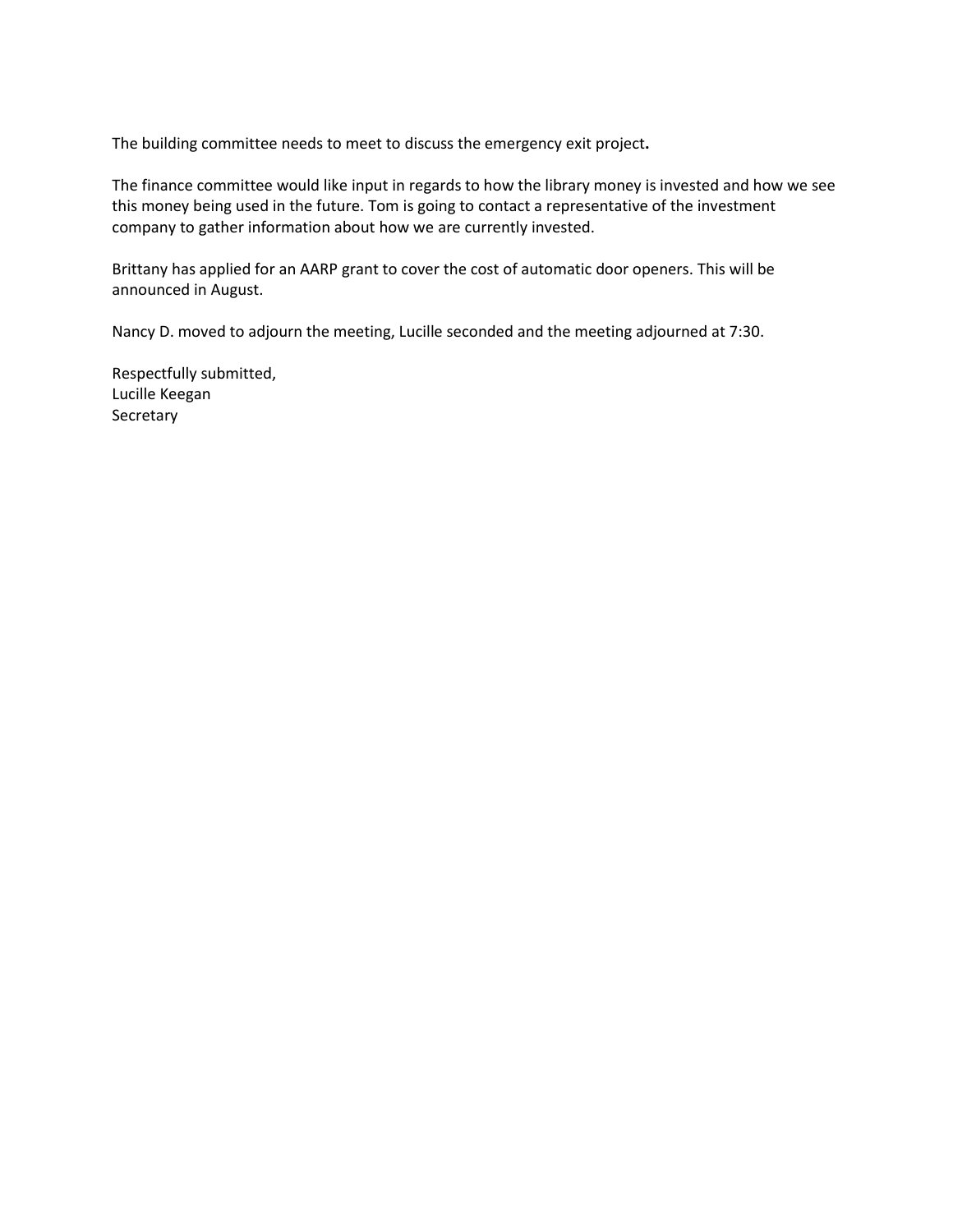The building committee needs to meet to discuss the emergency exit project**.**

The finance committee would like input in regards to how the library money is invested and how we see this money being used in the future. Tom is going to contact a representative of the investment company to gather information about how we are currently invested.

Brittany has applied for an AARP grant to cover the cost of automatic door openers. This will be announced in August.

Nancy D. moved to adjourn the meeting, Lucille seconded and the meeting adjourned at 7:30.

Respectfully submitted,
Lucille Keegan
Secretary